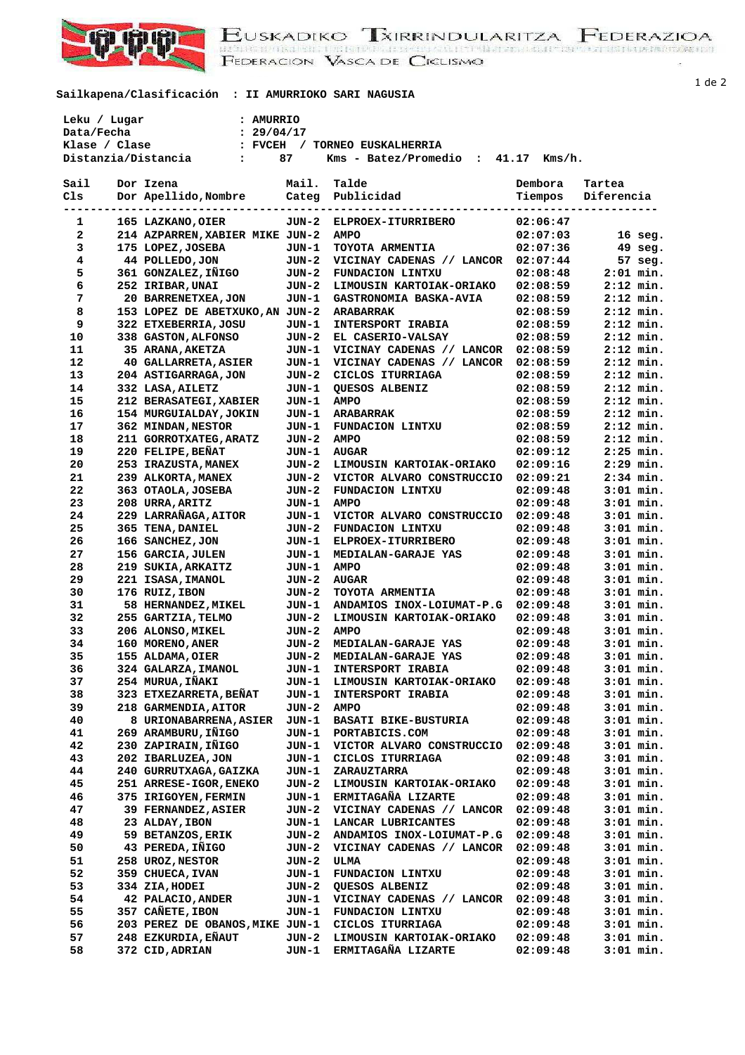EUSKADIKO TXIRRINDULARITZA FEDERAZIOA
FEDERACION VASCA DE CICLISMO

**Sailkapena/Clasificación : II AMURRIOKO SARI NAGUSIA**

Leku / Lugar : AMURRIO
Data/Fecha : 29/04/17
Klase / Clase : FVCEH / TORNEO EUSKALHERRIA
Distanzia/Distancia : 87 Kms - Batez/Promedio : 41.17 Kms/h.

| Sail Cls | Dor Dor | Izena Apellido,Nombre | Mail. Categ | Talde Publicidad | Dembora Tiempos | Tartea Diferencia |
|---|---|---|---|---|---|---|
| 1 | 165 | LAZKANO,OIER | JUN-2 | ELPROEX-ITURRIBERO | 02:06:47 | |
| 2 | 214 | AZPARREN,XABIER MIKE | JUN-2 | AMPO | 02:07:03 | 16 seg. |
| 3 | 175 | LOPEZ,JOSEBA | JUN-1 | TOYOTA ARMENTIA | 02:07:36 | 49 seg. |
| 4 | 44 | POLLEDO,JON | JUN-2 | VICINAY CADENAS // LANCOR | 02:07:44 | 57 seg. |
| 5 | 361 | GONZALEZ,IÑIGO | JUN-2 | FUNDACION LINTXU | 02:08:48 | 2:01 min. |
| 6 | 252 | IRIBAR,UNAI | JUN-2 | LIMOUSIN KARTOIAK-ORIAKO | 02:08:59 | 2:12 min. |
| 7 | 20 | BARRENETXEA,JON | JUN-1 | GASTRONOMIA BASKA-AVIA | 02:08:59 | 2:12 min. |
| 8 | 153 | LOPEZ DE ABETXUKO,AN | JUN-2 | ARABARRAK | 02:08:59 | 2:12 min. |
| 9 | 322 | ETXEBERRIA,JOSU | JUN-1 | INTERSPORT IRABIA | 02:08:59 | 2:12 min. |
| 10 | 338 | GASTON,ALFONSO | JUN-2 | EL CASERIO-VALSAY | 02:08:59 | 2:12 min. |
| 11 | 35 | ARANA,AKETZA | JUN-1 | VICINAY CADENAS // LANCOR | 02:08:59 | 2:12 min. |
| 12 | 40 | GALLARRETA,ASIER | JUN-1 | VICINAY CADENAS // LANCOR | 02:08:59 | 2:12 min. |
| 13 | 204 | ASTIGARRAGA,JON | JUN-2 | CICLOS ITURRIAGA | 02:08:59 | 2:12 min. |
| 14 | 332 | LASA,AILETZ | JUN-1 | QUESOS ALBENIZ | 02:08:59 | 2:12 min. |
| 15 | 212 | BERASATEGI,XABIER | JUN-1 | AMPO | 02:08:59 | 2:12 min. |
| 16 | 154 | MURGUIALDAY,JOKIN | JUN-1 | ARABARRAK | 02:08:59 | 2:12 min. |
| 17 | 362 | MINDAN,NESTOR | JUN-1 | FUNDACION LINTXU | 02:08:59 | 2:12 min. |
| 18 | 211 | GORROTXATEG,ARATZ | JUN-2 | AMPO | 02:08:59 | 2:12 min. |
| 19 | 220 | FELIPE,BEÑAT | JUN-1 | AUGAR | 02:09:12 | 2:25 min. |
| 20 | 253 | IRAZUSTA,MANEX | JUN-2 | LIMOUSIN KARTOIAK-ORIAKO | 02:09:16 | 2:29 min. |
| 21 | 239 | ALKORTA,MANEX | JUN-2 | VICTOR ALVARO CONSTRUCCIO | 02:09:21 | 2:34 min. |
| 22 | 363 | OTAOLA,JOSEBA | JUN-2 | FUNDACION LINTXU | 02:09:48 | 3:01 min. |
| 23 | 208 | URRA,ARITZ | JUN-1 | AMPO | 02:09:48 | 3:01 min. |
| 24 | 229 | LARRAÑAGA,AITOR | JUN-1 | VICTOR ALVARO CONSTRUCCIO | 02:09:48 | 3:01 min. |
| 25 | 365 | TENA,DANIEL | JUN-2 | FUNDACION LINTXU | 02:09:48 | 3:01 min. |
| 26 | 166 | SANCHEZ,JON | JUN-1 | ELPROEX-ITURRIBERO | 02:09:48 | 3:01 min. |
| 27 | 156 | GARCIA,JULEN | JUN-1 | MEDIALAN-GARAJE YAS | 02:09:48 | 3:01 min. |
| 28 | 219 | SUKIA,ARKAITZ | JUN-1 | AMPO | 02:09:48 | 3:01 min. |
| 29 | 221 | ISASA,IMANOL | JUN-2 | AUGAR | 02:09:48 | 3:01 min. |
| 30 | 176 | RUIZ,IBON | JUN-2 | TOYOTA ARMENTIA | 02:09:48 | 3:01 min. |
| 31 | 58 | HERNANDEZ,MIKEL | JUN-1 | ANDAMIOS INOX-LOIUMAT-P.G | 02:09:48 | 3:01 min. |
| 32 | 255 | GARTZIA,TELMO | JUN-2 | LIMOUSIN KARTOIAK-ORIAKO | 02:09:48 | 3:01 min. |
| 33 | 206 | ALONSO,MIKEL | JUN-2 | AMPO | 02:09:48 | 3:01 min. |
| 34 | 160 | MORENO,ANER | JUN-2 | MEDIALAN-GARAJE YAS | 02:09:48 | 3:01 min. |
| 35 | 155 | ALDAMA,OIER | JUN-2 | MEDIALAN-GARAJE YAS | 02:09:48 | 3:01 min. |
| 36 | 324 | GALARZA,IMANOL | JUN-1 | INTERSPORT IRABIA | 02:09:48 | 3:01 min. |
| 37 | 254 | MURUA,IÑAKI | JUN-1 | LIMOUSIN KARTOIAK-ORIAKO | 02:09:48 | 3:01 min. |
| 38 | 323 | ETXEZARRETA,BEÑAT | JUN-1 | INTERSPORT IRABIA | 02:09:48 | 3:01 min. |
| 39 | 218 | GARMENDIA,AITOR | JUN-2 | AMPO | 02:09:48 | 3:01 min. |
| 40 | 8 | URIONABARRENA,ASIER | JUN-1 | BASATI BIKE-BUSTURIA | 02:09:48 | 3:01 min. |
| 41 | 269 | ARAMBURU,IÑIGO | JUN-1 | PORTABICIS.COM | 02:09:48 | 3:01 min. |
| 42 | 230 | ZAPIRAIN,IÑIGO | JUN-1 | VICTOR ALVARO CONSTRUCCIO | 02:09:48 | 3:01 min. |
| 43 | 202 | IBARLUZEA,JON | JUN-1 | CICLOS ITURRIAGA | 02:09:48 | 3:01 min. |
| 44 | 240 | GURRUTXAGA,GAIZKA | JUN-1 | ZARAUZTARRA | 02:09:48 | 3:01 min. |
| 45 | 251 | ARRESE-IGOR,ENEKO | JUN-2 | LIMOUSIN KARTOIAK-ORIAKO | 02:09:48 | 3:01 min. |
| 46 | 375 | IRIGOYEN,FERMIN | JUN-1 | ERMITAGAÑA LIZARTE | 02:09:48 | 3:01 min. |
| 47 | 39 | FERNANDEZ,ASIER | JUN-2 | VICINAY CADENAS // LANCOR | 02:09:48 | 3:01 min. |
| 48 | 23 | ALDAY,IBON | JUN-1 | LANCAR LUBRICANTES | 02:09:48 | 3:01 min. |
| 49 | 59 | BETANZOS,ERIK | JUN-2 | ANDAMIOS INOX-LOIUMAT-P.G | 02:09:48 | 3:01 min. |
| 50 | 43 | PEREDA,IÑIGO | JUN-2 | VICINAY CADENAS // LANCOR | 02:09:48 | 3:01 min. |
| 51 | 258 | UROZ,NESTOR | JUN-2 | ULMA | 02:09:48 | 3:01 min. |
| 52 | 359 | CHUECA,IVAN | JUN-1 | FUNDACION LINTXU | 02:09:48 | 3:01 min. |
| 53 | 334 | ZIA,HODEI | JUN-2 | QUESOS ALBENIZ | 02:09:48 | 3:01 min. |
| 54 | 42 | PALACIO,ANDER | JUN-1 | VICINAY CADENAS // LANCOR | 02:09:48 | 3:01 min. |
| 55 | 357 | CAÑETE,IBON | JUN-1 | FUNDACION LINTXU | 02:09:48 | 3:01 min. |
| 56 | 203 | PEREZ DE OBANOS,MIKE | JUN-1 | CICLOS ITURRIAGA | 02:09:48 | 3:01 min. |
| 57 | 248 | EZKURDIA,EÑAUT | JUN-2 | LIMOUSIN KARTOIAK-ORIAKO | 02:09:48 | 3:01 min. |
| 58 | 372 | CID,ADRIAN | JUN-1 | ERMITAGAÑA LIZARTE | 02:09:48 | 3:01 min. |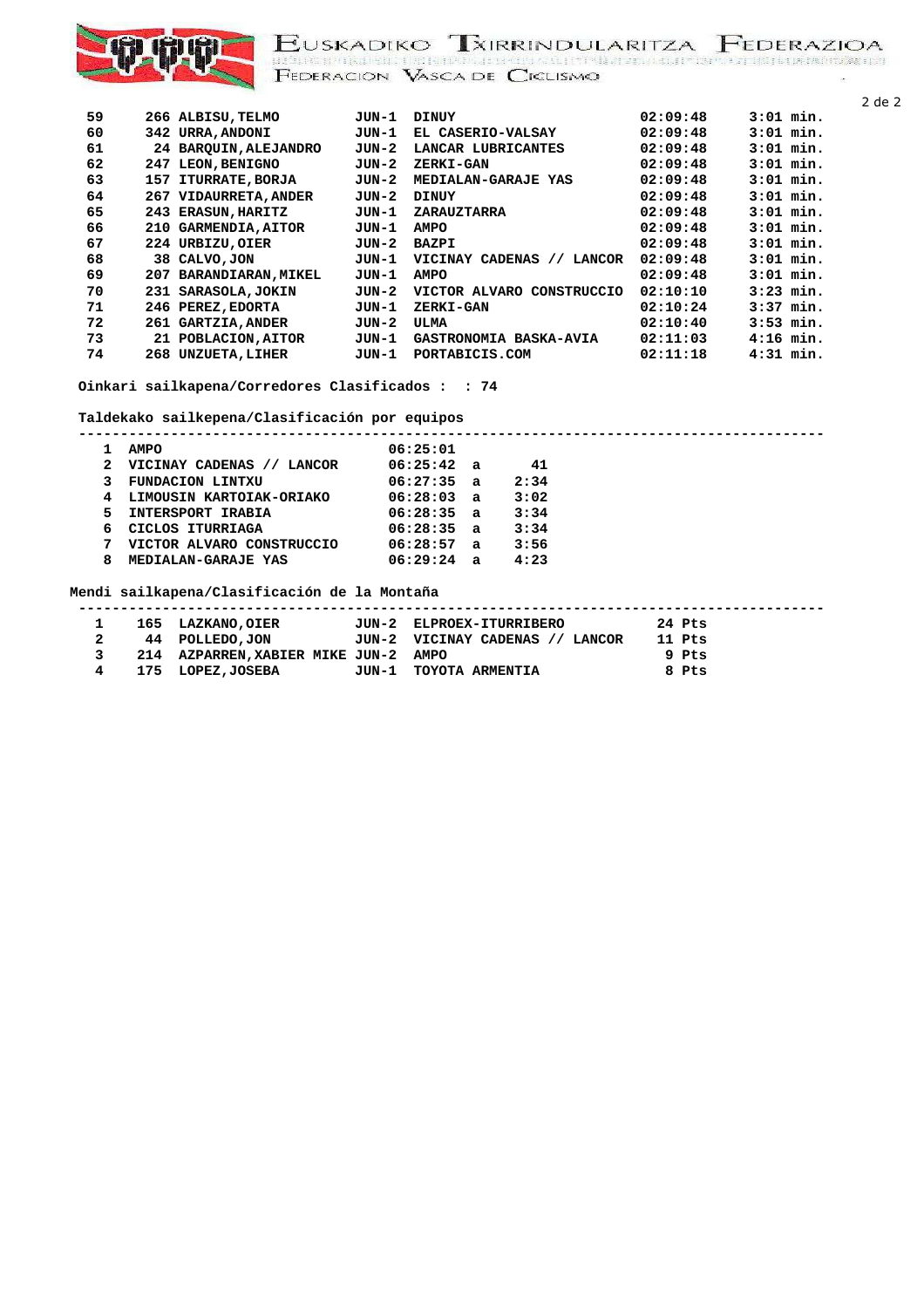| | | | | | | |
|---|---|---|---|---|---|---|
| 59 | 266 | ALBISU,TELMO | JUN-1 | DINUY | 02:09:48 | 3:01 min. |
| 60 | 342 | URRA,ANDONI | JUN-1 | EL CASERIO-VALSAY | 02:09:48 | 3:01 min. |
| 61 | 24 | BARQUIN,ALEJANDRO | JUN-2 | LANCAR LUBRICANTES | 02:09:48 | 3:01 min. |
| 62 | 247 | LEON,BENIGNO | JUN-2 | ZERKI-GAN | 02:09:48 | 3:01 min. |
| 63 | 157 | ITURRATE,BORJA | JUN-2 | MEDIALAN-GARAJE YAS | 02:09:48 | 3:01 min. |
| 64 | 267 | VIDAURRETA,ANDER | JUN-2 | DINUY | 02:09:48 | 3:01 min. |
| 65 | 243 | ERASUN,HARITZ | JUN-1 | ZARAUZTARRA | 02:09:48 | 3:01 min. |
| 66 | 210 | GARMENDIA,AITOR | JUN-1 | AMPO | 02:09:48 | 3:01 min. |
| 67 | 224 | URBIZU,OIER | JUN-2 | BAZPI | 02:09:48 | 3:01 min. |
| 68 | 38 | CALVO,JON | JUN-1 | VICINAY CADENAS // LANCOR | 02:09:48 | 3:01 min. |
| 69 | 207 | BARANDIARAN,MIKEL | JUN-1 | AMPO | 02:09:48 | 3:01 min. |
| 70 | 231 | SARASOLA,JOKIN | JUN-2 | VICTOR ALVARO CONSTRUCCIO | 02:10:10 | 3:23 min. |
| 71 | 246 | PEREZ,EDORTA | JUN-1 | ZERKI-GAN | 02:10:24 | 3:37 min. |
| 72 | 261 | GARTZIA,ANDER | JUN-2 | ULMA | 02:10:40 | 3:53 min. |
| 73 | 21 | POBLACION,AITOR | JUN-1 | GASTRONOMIA BASKA-AVIA | 02:11:03 | 4:16 min. |
| 74 | 268 | UNZUETA,LIHER | JUN-1 | PORTABICIS.COM | 02:11:18 | 4:31 min. |

**Oinkari sailkapena/Corredores Clasificados : : 74**

**Taldekako sailkepena/Clasificación por equipos**

| | | | | |
|---|---|---|---|---|
| 1 | AMPO | 06:25:01 | | |
| 2 | VICINAY CADENAS // LANCOR | 06:25:42 | a | 41 |
| 3 | FUNDACION LINTXU | 06:27:35 | a | 2:34 |
| 4 | LIMOUSIN KARTOIAK-ORIAKO | 06:28:03 | a | 3:02 |
| 5 | INTERSPORT IRABIA | 06:28:35 | a | 3:34 |
| 6 | CICLOS ITURRIAGA | 06:28:35 | a | 3:34 |
| 7 | VICTOR ALVARO CONSTRUCCIO | 06:28:57 | a | 3:56 |
| 8 | MEDIALAN-GARAJE YAS | 06:29:24 | a | 4:23 |

**Mendi sailkapena/Clasificación de la Montaña**

| | | | | | |
|---|---|---|---|---|---|
| 1 | 165 | LAZKANO,OIER | JUN-2 | ELPROEX-ITURRIBERO | 24 Pts |
| 2 | 44 | POLLEDO,JON | JUN-2 | VICINAY CADENAS // LANCOR | 11 Pts |
| 3 | 214 | AZPARREN,XABIER MIKE | JUN-2 | AMPO | 9 Pts |
| 4 | 175 | LOPEZ,JOSEBA | JUN-1 | TOYOTA ARMENTIA | 8 Pts |